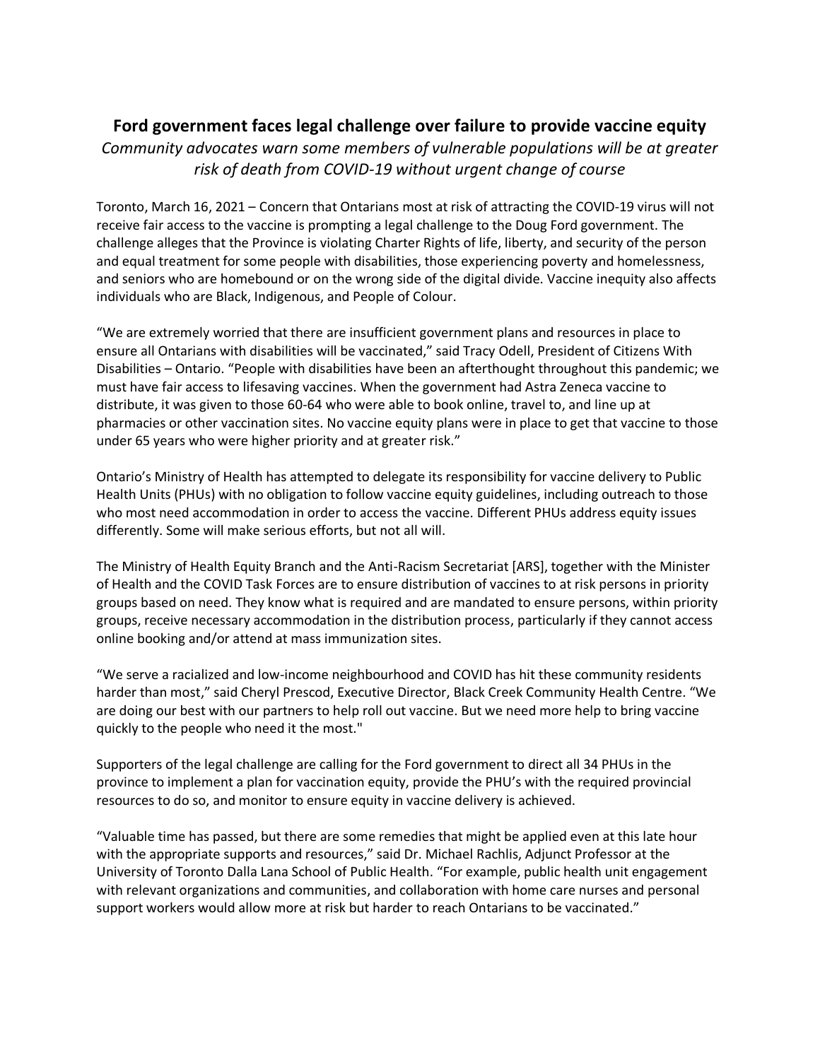# Ford government faces legal challenge over failure to provide vaccine equity

*Community advocates warn some members of vulnerable populations will be at greater risk of death from COVID-19 without urgent change of course*

Toronto, March 16, 2021 – Concern that Ontarians most at risk of attracting the COVID-19 virus will not receive fair access to the vaccine is prompting a legal challenge to the Doug Ford government. The challenge alleges that the Province is violating Charter Rights of life, liberty, and security of the person and equal treatment for some people with disabilities, those experiencing poverty and homelessness, and seniors who are homebound or on the wrong side of the digital divide. Vaccine inequity also affects individuals who are Black, Indigenous, and People of Colour.

"We are extremely worried that there are insufficient government plans and resources in place to ensure all Ontarians with disabilities will be vaccinated," said Tracy Odell, President of Citizens With Disabilities – Ontario. "People with disabilities have been an afterthought throughout this pandemic; we must have fair access to lifesaving vaccines. When the government had Astra Zeneca vaccine to distribute, it was given to those 60-64 who were able to book online, travel to, and line up at pharmacies or other vaccination sites. No vaccine equity plans were in place to get that vaccine to those under 65 years who were higher priority and at greater risk."

Ontario's Ministry of Health has attempted to delegate its responsibility for vaccine delivery to Public Health Units (PHUs) with no obligation to follow vaccine equity guidelines, including outreach to those who most need accommodation in order to access the vaccine. Different PHUs address equity issues differently. Some will make serious efforts, but not all will.

The Ministry of Health Equity Branch and the Anti-Racism Secretariat [ARS], together with the Minister of Health and the COVID Task Forces are to ensure distribution of vaccines to at risk persons in priority groups based on need. They know what is required and are mandated to ensure persons, within priority groups, receive necessary accommodation in the distribution process, particularly if they cannot access online booking and/or attend at mass immunization sites.

"We serve a racialized and low-income neighbourhood and COVID has hit these community residents harder than most," said Cheryl Prescod, Executive Director, Black Creek Community Health Centre. "We are doing our best with our partners to help roll out vaccine. But we need more help to bring vaccine quickly to the people who need it the most."

Supporters of the legal challenge are calling for the Ford government to direct all 34 PHUs in the province to implement a plan for vaccination equity, provide the PHU's with the required provincial resources to do so, and monitor to ensure equity in vaccine delivery is achieved.

"Valuable time has passed, but there are some remedies that might be applied even at this late hour with the appropriate supports and resources," said Dr. Michael Rachlis, Adjunct Professor at the University of Toronto Dalla Lana School of Public Health. "For example, public health unit engagement with relevant organizations and communities, and collaboration with home care nurses and personal support workers would allow more at risk but harder to reach Ontarians to be vaccinated."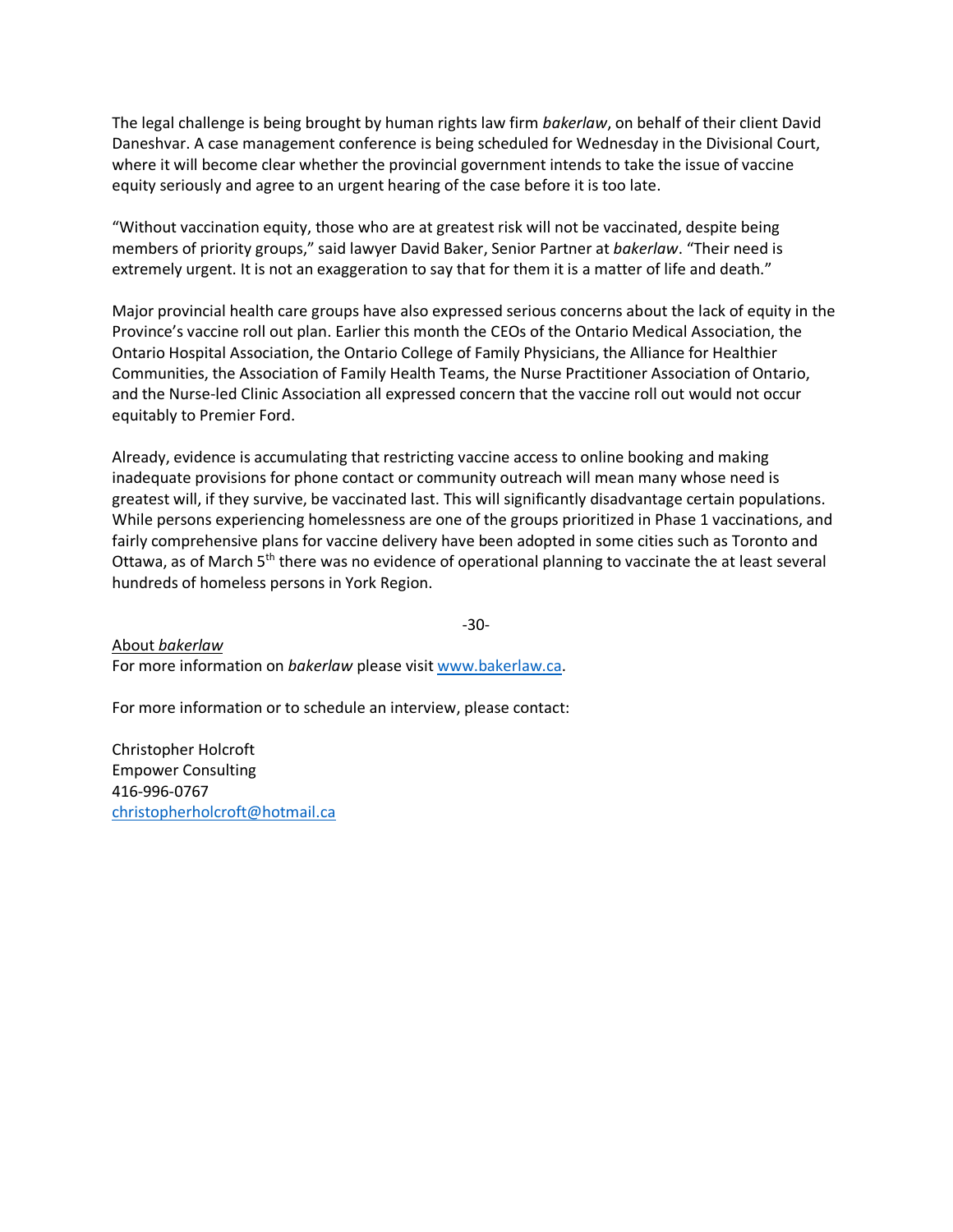The legal challenge is being brought by human rights law firm *bakerlaw*, on behalf of their client David Daneshvar. A case management conference is being scheduled for Wednesday in the Divisional Court, where it will become clear whether the provincial government intends to take the issue of vaccine equity seriously and agree to an urgent hearing of the case before it is too late.

"Without vaccination equity, those who are at greatest risk will not be vaccinated, despite being members of priority groups," said lawyer David Baker, Senior Partner at *bakerlaw*. "Their need is extremely urgent. It is not an exaggeration to say that for them it is a matter of life and death."

Major provincial health care groups have also expressed serious concerns about the lack of equity in the Province's vaccine roll out plan. Earlier this month the CEOs of the Ontario Medical Association, the Ontario Hospital Association, the Ontario College of Family Physicians, the Alliance for Healthier Communities, the Association of Family Health Teams, the Nurse Practitioner Association of Ontario, and the Nurse-led Clinic Association all expressed concern that the vaccine roll out would not occur equitably to Premier Ford.

Already, evidence is accumulating that restricting vaccine access to online booking and making inadequate provisions for phone contact or community outreach will mean many whose need is greatest will, if they survive, be vaccinated last. This will significantly disadvantage certain populations. While persons experiencing homelessness are one of the groups prioritized in Phase 1 vaccinations, and fairly comprehensive plans for vaccine delivery have been adopted in some cities such as Toronto and Ottawa, as of March 5th there was no evidence of operational planning to vaccinate the at least several hundreds of homeless persons in York Region.

-30-

About *bakerlaw*

For more information on *bakerlaw* please visit www.bakerlaw.ca.

For more information or to schedule an interview, please contact:

Christopher Holcroft
Empower Consulting
416-996-0767
christopherholcroft@hotmail.ca